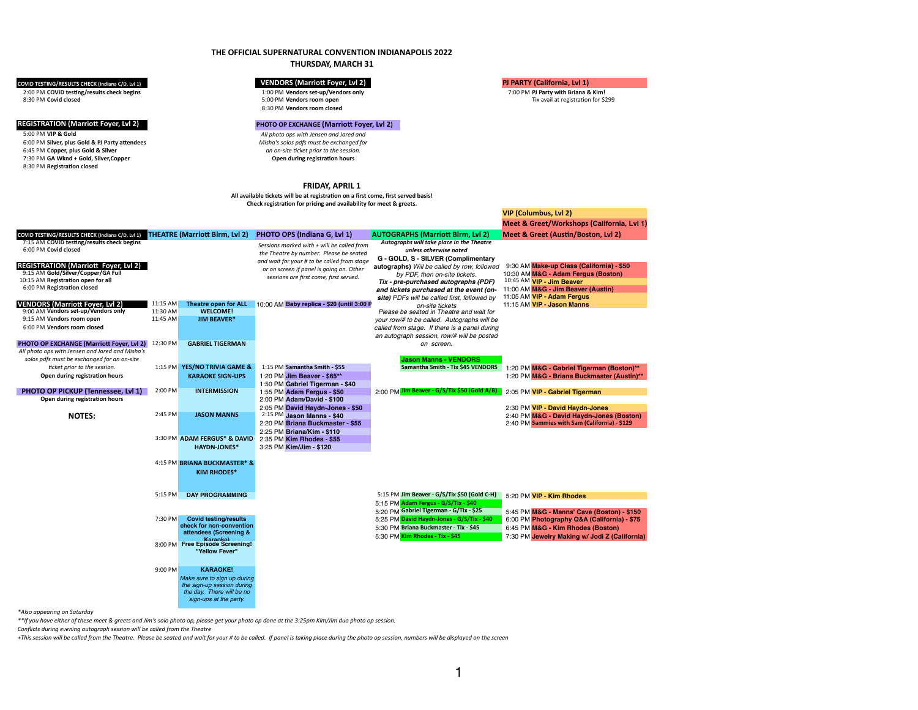# THE OFFICIAL SUPERNATURAL CONVENTION INDIANAPOLIS 2022

## THURSDAY, MARCH 31

**COVID TESTING/RESULTS CHECK (Indiana C/D, Lvl 1)**

- 2:00 PM **COVID testing/results check begins**
- 8:30 PM **Covid closed**

**REGISTRATION (Marriott Foyer, Lvl 2)**

- 5:00 PM **VIP & Gold**
- 6:00 PM **Silver, plus Gold & PJ Party attendees**
- 6:45 PM **Copper, plus Gold & Silver**
- 7:30 PM **GA Wknd + Gold, Silver,Copper**
- 8:30 PM **Registration closed**

**VENDORS (Marriott Foyer, Lvl 2)**

- 1:00 PM **Vendors set-up/Vendors only**
- 5:00 PM **Vendors room open**
- 8:30 PM **Vendors room closed**

**PHOTO OP EXCHANGE (Marriott Foyer, Lvl 2)**

*All photo ops with Jensen and Jared and Misha's solos pdfs must be exchanged for an on-site ticket prior to the session.*
**Open during registration hours**

**PJ PARTY (California, Lvl 1)**

- 7:00 PM **PJ Party with Briana & Kim!**
  Tix avail at registration for $299

## FRIDAY, APRIL 1

**All available tickets will be at registration on a first come, first served basis!**
**Check registration for pricing and availability for meet & greets.**

**COVID TESTING/RESULTS CHECK (Indiana C/D, Lvl 1)**

- 7:15 AM **COVID testing/results check begins**
- 6:00 PM **Covid closed**

**REGISTRATION (Marriott Foyer, Lvl 2)**

- 9:15 AM **Gold/Silver/Copper/GA Full**
- 10:15 AM **Registration open for all**
- 6:00 PM **Registration closed**

**VENDORS (Marriott Foyer, Lvl 2)**

- 9:00 AM **Vendors set-up/Vendors only**
- 9:15 AM **Vendors room open**
- 6:00 PM **Vendors room closed**

**PHOTO OP EXCHANGE (Marriott Foyer, Lvl 2)**

*All photo ops with Jensen and Jared and Misha's solos pdfs must be exchanged for an on-site ticket prior to the session.*
**Open during registration hours**

**PHOTO OP PICKUP (Tennessee, Lvl 1)**

**Open during registration hours**

**NOTES:**

**THEATRE (Marriott Blrm, Lvl 2)**

| Time | Event |
|---|---|
| 11:15 AM | **Theatre open for ALL** |
| 11:30 AM | **WELCOME!** |
| 11:45 AM | **JIM BEAVER*** |
| 12:30 PM | **GABRIEL TIGERMAN** |
| 1:15 PM | **YES/NO TRIVIA GAME & KARAOKE SIGN-UPS** |
| 2:00 PM | **INTERMISSION** |
| 2:45 PM | **JASON MANNS** |
| 3:30 PM | **ADAM FERGUS* & DAVID HAYDN-JONES*** |
| 4:15 PM | **BRIANA BUCKMASTER* & KIM RHODES*** |
| 5:15 PM | **DAY PROGRAMMING** |
| 7:30 PM | **Covid testing/results check for non-convention attendees (Screening & Karaoke)** |
| 8:00 PM | **Free Episode Screening! "Yellow Fever"** |
| 9:00 PM | **KARAOKE!** *Make sure to sign up during the sign-up session during the day. There will be no sign-ups at the party.* |

**PHOTO OPS (Indiana G, Lvl 1)**

*Sessions marked with + will be called from the Theatre by number. Please be seated and wait for your # to be called from stage or on screen if panel is going on. Other sessions are first come, first served.*

| Time | Photo Op |
|---|---|
| 10:00 AM | **Baby replica - $20 (until 3:00 P** |
| 1:15 PM | **Samantha Smith - $55** |
| 1:20 PM | **Jim Beaver - $65**** |
| 1:50 PM | **Gabriel Tigerman - $40** |
| 1:55 PM | **Adam Fergus - $50** |
| 2:00 PM | **Adam/David - $100** |
| 2:05 PM | **David Haydn-Jones - $50** |
| 2:15 PM | **Jason Manns - $40** |
| 2:20 PM | **Briana Buckmaster - $55** |
| 2:25 PM | **Briana/Kim - $110** |
| 2:35 PM | **Kim Rhodes - $55** |
| 3:25 PM | **Kim/Jim - $120** |

**AUTOGRAPHS (Marriott Blrm, Lvl 2)**

***Autographs will take place in the Theatre unless otherwise noted***

**G - GOLD, S - SILVER (Complimentary autographs)** *Will be called by row, followed by PDF, then on-site tickets.*
***Tix - pre-purchased autographs (PDF) and tickets purchased at the event (on-site)** PDFs will be called first, followed by on-site tickets*
*Please be seated in Theatre and wait for your row/# to be called. Autographs will be called from stage. If there is a panel during an autograph session, row/# will be posted on screen.*

| Time | Autograph |
|---|---|
| | **Jason Manns - VENDORS** |
| | **Samantha Smith - Tix $45 VENDORS** |
| 2:00 PM | **Jim Beaver - G/S/Tix $50 (Gold A/B)** |
| 5:15 PM | **Jim Beaver - G/S/Tix $50 (Gold C-H)** |
| 5:15 PM | **Adam Fergus - G/S/Tix - $40** |
| 5:20 PM | **Gabriel Tigerman - G/Tix - $25** |
| 5:25 PM | **David Haydn-Jones - G/S/Tix - $40** |
| 5:30 PM | **Briana Buckmaster - Tix - $45** |
| 5:30 PM | **Kim Rhodes - Tix - $45** |

**VIP (Columbus, Lvl 2)**
**Meet & Greet/Workshops (California, Lvl 1)**
**Meet & Greet (Austin/Boston, Lvl 2)**

| Time | Event |
|---|---|
| 9:30 AM | **Make-up Class (California) - $50** |
| 10:30 AM | **M&G - Adam Fergus (Boston)** |
| 10:45 AM | **VIP - Jim Beaver** |
| 11:00 AM | **M&G - Jim Beaver (Austin)** |
| 11:05 AM | **VIP - Adam Fergus** |
| 11:15 AM | **VIP - Jason Manns** |
| 1:20 PM | **M&G - Gabriel Tigerman (Boston)**** |
| 1:20 PM | **M&G - Briana Buckmaster (Austin)**** |
| 2:05 PM | **VIP - Gabriel Tigerman** |
| 2:30 PM | **VIP - David Haydn-Jones** |
| 2:40 PM | **M&G - David Haydn-Jones (Boston)** |
| 2:40 PM | **Sammies with Sam (California) - $129** |
| 5:20 PM | **VIP - Kim Rhodes** |
| 5:45 PM | **M&G - Manns' Cave (Boston) - $150** |
| 6:00 PM | **Photography Q&A (California) - $75** |
| 6:45 PM | **M&G - Kim Rhodes (Boston)** |
| 7:30 PM | **Jewelry Making w/ Jodi Z (California)** |

*\*Also appearing on Saturday*
*\*\*If you have either of these meet & greets and Jim's solo photo op, please get your photo op done at the 3:25pm Kim/Jim duo photo op session.*
*Conflicts during evening autograph session will be called from the Theatre*
*+This session will be called from the Theatre. Please be seated and wait for your # to be called. If panel is taking place during the photo op session, numbers will be displayed on the screen*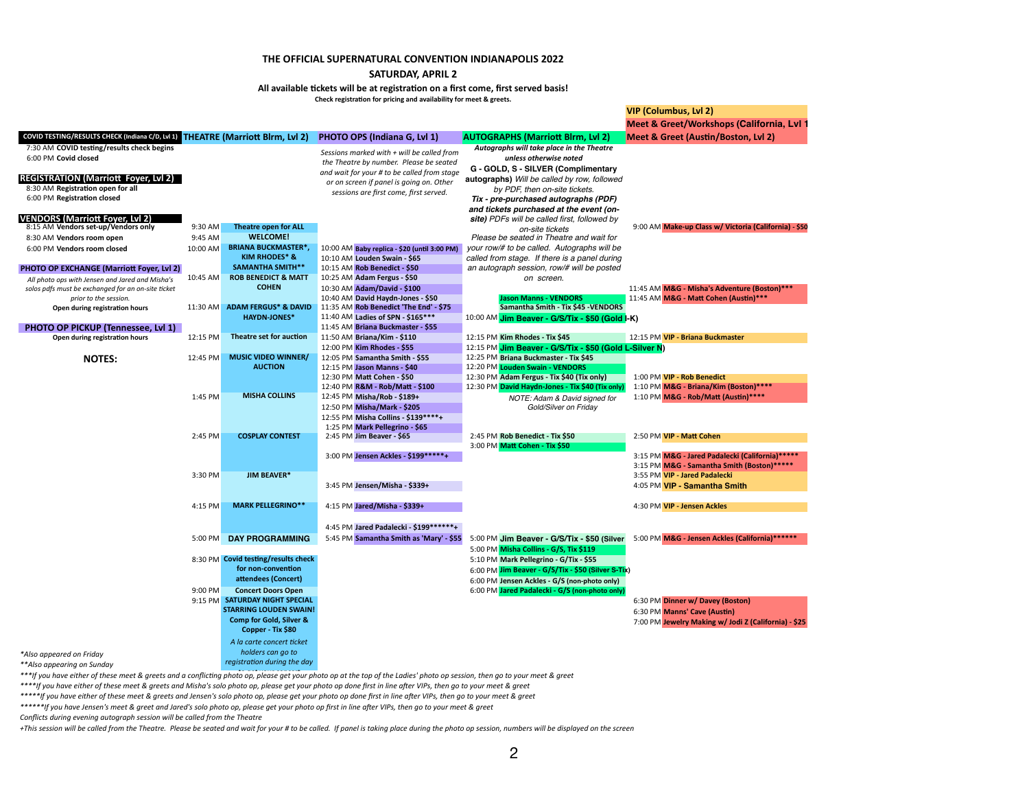# THE OFFICIAL SUPERNATURAL CONVENTION INDIANAPOLIS 2022

## SATURDAY, APRIL 2

**All available tickets will be at registration on a first come, first served basis!**

**Check registration for pricing and availability for meet & greets.**

### COVID TESTING/RESULTS CHECK (Indiana C/D, Lvl 1)

- 7:30 AM **COVID testing/results check begins**
- 6:00 PM **Covid closed**

### REGISTRATION (Marriott Foyer, Lvl 2)

- 8:30 AM **Registration open for all**
- 6:00 PM **Registration closed**

### VENDORS (Marriott Foyer, Lvl 2)

- 8:15 AM **Vendors set-up/Vendors only**
- 8:30 AM **Vendors room open**
- 6:00 PM **Vendors room closed**

### PHOTO OP EXCHANGE (Marriott Foyer, Lvl 2)

*All photo ops with Jensen and Jared and Misha's solos pdfs must be exchanged for an on-site ticket prior to the session.*

**Open during registration hours**

### PHOTO OP PICKUP (Tennessee, Lvl 1)

**Open during registration hours**

**NOTES:**

### THEATRE (Marriott Blrm, Lvl 2)

| Time | Event |
|---|---|
| 9:30 AM | **Theatre open for ALL** |
| 9:45 AM | **WELCOME!** |
| 10:00 AM | **BRIANA BUCKMASTER\*, KIM RHODES\* & SAMANTHA SMITH\*\*** |
| 10:45 AM | **ROB BENEDICT & MATT COHEN** |
| 11:30 AM | **ADAM FERGUS\* & DAVID HAYDN-JONES\*** |
| 12:15 PM | **Theatre set for auction** |
| 12:45 PM | **MUSIC VIDEO WINNER/ AUCTION** |
| 1:45 PM | **MISHA COLLINS** |
| 2:45 PM | **COSPLAY CONTEST** |
| 3:30 PM | **JIM BEAVER\*** |
| 4:15 PM | **MARK PELLEGRINO\*\*** |
| 5:00 PM | **DAY PROGRAMMING** |
| 8:30 PM | **Covid testing/results check for non-convention attendees (Concert)** |
| 9:00 PM | **Concert Doors Open** |
| 9:15 PM | **SATURDAY NIGHT SPECIAL STARRING LOUDEN SWAIN! Comp for Gold, Silver & Copper - Tix $80** <br> *A la carte concert ticket holders can go to registration during the day* |

### PHOTO OPS (Indiana G, Lvl 1)

*Sessions marked with + will be called from the Theatre by number. Please be seated and wait for your # to be called from stage or on screen if panel is going on. Other sessions are first come, first served.*

| Time | Photo Op |
|---|---|
| 10:00 AM | **Baby replica - $20 (until 3:00 PM)** |
| 10:10 AM | **Louden Swain - $65** |
| 10:15 AM | **Rob Benedict - $50** |
| 10:25 AM | **Adam Fergus - $50** |
| 10:30 AM | **Adam/David - $100** |
| 10:40 AM | **David Haydn-Jones - $50** |
| 11:35 AM | **Rob Benedict 'The End' - $75** |
| 11:40 AM | **Ladies of SPN - $165\*\*\*** |
| 11:45 AM | **Briana Buckmaster - $55** |
| 11:50 AM | **Briana/Kim - $110** |
| 12:00 PM | **Kim Rhodes - $55** |
| 12:05 PM | **Samantha Smith - $55** |
| 12:15 PM | **Jason Manns - $40** |
| 12:30 PM | **Matt Cohen - $50** |
| 12:40 PM | **R&M - Rob/Matt - $100** |
| 12:45 PM | **Misha/Rob - $189+** |
| 12:50 PM | **Misha/Mark - $205** |
| 12:55 PM | **Misha Collins - $139\*\*\*\*+** |
| 1:25 PM | **Mark Pellegrino - $65** |
| 2:45 PM | **Jim Beaver - $65** |
| 3:00 PM | **Jensen Ackles - $199\*\*\*\*\*+** |
| 3:45 PM | **Jensen/Misha - $339+** |
| 4:15 PM | **Jared/Misha - $339+** |
| 4:45 PM | **Jared Padalecki - $199\*\*\*\*\*\*+** |
| 5:45 PM | **Samantha Smith as 'Mary' - $55** |

### AUTOGRAPHS (Marriott Blrm, Lvl 2)

***Autographs will take place in the Theatre unless otherwise noted***

**G - GOLD, S - SILVER (Complimentary autographs)** *Will be called by row, followed by PDF, then on-site tickets.*

***Tix - pre-purchased autographs (PDF) and tickets purchased at the event (on-site)*** *PDFs will be called first, followed by on-site tickets*

*Please be seated in Theatre and wait for your row/# to be called. Autographs will be called from stage. If there is a panel during an autograph session, row/# will be posted on screen.*

| Time | Autograph |
|---|---|
| | **Jason Manns - VENDORS** |
| | **Samantha Smith - Tix $45 -VENDORS** |
| 10:00 AM | **Jim Beaver - G/S/Tix - $50 (Gold I-K)** |
| 12:15 PM | **Kim Rhodes - Tix $45** |
| 12:15 PM | **Jim Beaver - G/S/Tix - $50 (Gold L-Silver N)** |
| 12:25 PM | **Briana Buckmaster - Tix $45** |
| 12:20 PM | **Louden Swain - VENDORS** |
| 12:30 PM | **Adam Fergus - Tix $40 (Tix only)** |
| 12:30 PM | **David Haydn-Jones - Tix $40 (Tix only)** |
| | *NOTE: Adam & David signed for Gold/Silver on Friday* |
| 2:45 PM | **Rob Benedict - Tix $50** |
| 3:00 PM | **Matt Cohen - Tix $50** |
| 5:00 PM | **Jim Beaver - G/S/Tix - $50 (Silver** |
| 5:00 PM | **Misha Collins - G/S, Tix $119** |
| 5:10 PM | **Mark Pellegrino - G/Tix - $55** |
| 6:00 PM | **Jim Beaver - G/S/Tix - $50 (Silver S-Tix)** |
| 6:00 PM | **Jensen Ackles - G/S (non-photo only)** |
| 6:00 PM | **Jared Padalecki - G/S (non-photo only)** |

### VIP (Columbus, Lvl 2) / Meet & Greet/Workshops (California, Lvl 1) / Meet & Greet (Austin/Boston, Lvl 2)

| Time | Event |
|---|---|
| 9:00 AM | **Make-up Class w/ Victoria (California) - $50** |
| 11:45 AM | **M&G - Misha's Adventure (Boston)\*\*\*** |
| 11:45 AM | **M&G - Matt Cohen (Austin)\*\*\*** |
| 12:15 PM | **VIP - Briana Buckmaster** |
| 1:00 PM | **VIP - Rob Benedict** |
| 1:10 PM | **M&G - Briana/Kim (Boston)\*\*\*\*** |
| 1:10 PM | **M&G - Rob/Matt (Austin)\*\*\*\*** |
| 2:50 PM | **VIP - Matt Cohen** |
| 3:15 PM | **M&G - Jared Padalecki (California)\*\*\*\*\*** |
| 3:15 PM | **M&G - Samantha Smith (Boston)\*\*\*\*\*** |
| 3:55 PM | **VIP - Jared Padalecki** |
| 4:05 PM | **VIP - Samantha Smith** |
| 4:30 PM | **VIP - Jensen Ackles** |
| 5:00 PM | **M&G - Jensen Ackles (California)\*\*\*\*\*\*** |
| 6:30 PM | **Dinner w/ Davey (Boston)** |
| 6:30 PM | **Manns' Cave (Austin)** |
| 7:00 PM | **Jewelry Making w/ Jodi Z (California) - $25** |

*\*Also appeared on Friday*

*\*\*Also appearing on Sunday*

*\*\*\*If you have either of these meet & greets and a conflicting photo op, please get your photo op at the top of the Ladies' photo op session, then go to your meet & greet*

*\*\*\*\*If you have either of these meet & greets and Misha's solo photo op, please get your photo op done first in line after VIPs, then go to your meet & greet*

*\*\*\*\*\*If you have either of these meet & greets and Jensen's solo photo op, please get your photo op done first in line after VIPs, then go to your meet & greet*

*\*\*\*\*\*\*If you have Jensen's meet & greet and Jared's solo photo op, please get your photo op first in line after VIPs, then go to your meet & greet*

*Conflicts during evening autograph session will be called from the Theatre*

*+This session will be called from the Theatre. Please be seated and wait for your # to be called. If panel is taking place during the photo op session, numbers will be displayed on the screen*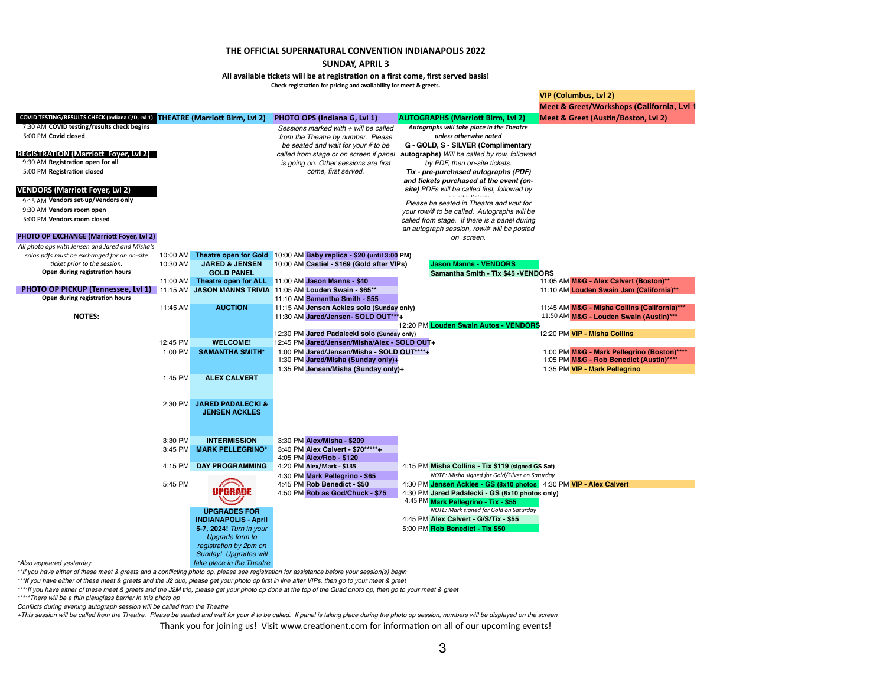# THE OFFICIAL SUPERNATURAL CONVENTION INDIANAPOLIS 2022

## SUNDAY, APRIL 3

**All available tickets will be at registration on a first come, first served basis!**

**Check registration for pricing and availability for meet & greets.**

**COVID TESTING/RESULTS CHECK (Indiana C/D, Lvl 1)**

- 7:30 AM **COVID testing/results check begins**
- 5:00 PM **Covid closed**

**REGISTRATION (Marriott Foyer, Lvl 2)**

- 9:30 AM **Registration open for all**
- 5:00 PM **Registration closed**

**VENDORS (Marriott Foyer, Lvl 2)**

- 9:15 AM **Vendors set-up/Vendors only**
- 9:30 AM **Vendors room open**
- 5:00 PM **Vendors room closed**

**PHOTO OP EXCHANGE (Marriott Foyer, Lvl 2)**

*All photo ops with Jensen and Jared and Misha's solos pdfs must be exchanged for an on-site ticket prior to the session.*

**Open during registration hours**

**PHOTO OP PICKUP (Tennessee, Lvl 1)**

**Open during registration hours**

**NOTES:**

### THEATRE (Marriott Blrm, Lvl 2)

| Time | Event |
|---|---|
| 10:00 AM | **Theatre open for Gold** |
| 10:30 AM | **JARED & JENSEN GOLD PANEL** |
| 11:00 AM | **Theatre open for ALL** |
| 11:15 AM | **JASON MANNS TRIVIA** |
| 11:45 AM | **AUCTION** |
| 12:45 PM | **WELCOME!** |
| 1:00 PM | **SAMANTHA SMITH*** |
| 1:45 PM | **ALEX CALVERT** |
| 2:30 PM | **JARED PADALECKI & JENSEN ACKLES** |
| 3:30 PM | **INTERMISSION** |
| 3:45 PM | **MARK PELLEGRINO*** |
| 4:15 PM | **DAY PROGRAMMING** |
| 5:45 PM | UPGRADE — **UPGRADES FOR INDIANAPOLIS - April 5-7, 2024!** *Turn in your Upgrade form to registration by 2pm on Sunday! Upgrades will take place in the Theatre* |

### PHOTO OPS (Indiana G, Lvl 1)

*Sessions marked with + will be called from the Theatre by number. Please be seated and wait for your # to be called from stage or on screen if panel is going on. Other sessions are first come, first served.*

| Time | Session |
|---|---|
| 10:00 AM | **Baby replica - $20 (until 3:00 PM)** |
| 10:00 AM | **Castiel - $169 (Gold after VIPs)** |
| 11:00 AM | **Jason Manns - $40** |
| 11:05 AM | **Louden Swain - $65**** |
| 11:10 AM | **Samantha Smith - $55** |
| 11:15 AM | **Jensen Ackles solo (Sunday only)** |
| 11:30 AM | **Jared/Jensen- SOLD OUT***+** |
| 12:30 PM | **Jared Padalecki solo (Sunday only)** |
| 12:45 PM | **Jared/Jensen/Misha/Alex - SOLD OUT+** |
| 1:00 PM | **Jared/Jensen/Misha - SOLD OUT****+** |
| 1:30 PM | **Jared/Misha (Sunday only)+** |
| 1:35 PM | **Jensen/Misha (Sunday only)+** |
| 3:30 PM | **Alex/Misha - $209** |
| 3:40 PM | **Alex Calvert - $70*****+** |
| 4:05 PM | **Alex/Rob - $120** |
| 4:20 PM | **Alex/Mark - $135** |
| 4:30 PM | **Mark Pellegrino - $65** |
| 4:45 PM | **Rob Benedict - $50** |
| 4:50 PM | **Rob as God/Chuck - $75** |

### AUTOGRAPHS (Marriott Blrm, Lvl 2)

***Autographs will take place in the Theatre unless otherwise noted***

**G - GOLD, S - SILVER (Complimentary autographs)** *Will be called by row, followed by PDF, then on-site tickets.*

***Tix - pre-purchased autographs (PDF) and tickets purchased at the event (on-site)*** *PDFs will be called first, followed by on-site tickets.*

*Please be seated in Theatre and wait for your row/# to be called. Autographs will be called from stage. If there is a panel during an autograph session, row/# will be posted on screen.*

| Time | Session |
|---|---|
| | **Jason Manns - VENDORS** |
| | **Samantha Smith - Tix $45 -VENDORS** |
| 12:20 PM | **Louden Swain Autos - VENDORS** |
| 4:15 PM | **Misha Collins - Tix $119 (signed GS Sat)** *NOTE: Misha signed for Gold/Silver on Saturday* |
| 4:30 PM | **Jensen Ackles - GS (8x10 photos** |
| 4:30 PM | **Jared Padalecki - GS (8x10 photos only)** |
| 4:45 PM | **Mark Pellegrino - Tix - $55** *NOTE: Mark signed for Gold on Saturday* |
| 4:45 PM | **Alex Calvert - G/S/Tix - $55** |
| 5:00 PM | **Rob Benedict - Tix $50** |

### VIP (Columbus, Lvl 2) / Meet & Greet/Workshops (California, Lvl 1) / Meet & Greet (Austin/Boston, Lvl 2)

| Time | Session |
|---|---|
| 11:05 AM | **M&G - Alex Calvert (Boston)**** |
| 11:10 AM | **Louden Swain Jam (California)**** |
| 11:45 AM | **M&G - Misha Collins (California)***** |
| 11:50 AM | **M&G - Louden Swain (Austin)***** |
| 12:20 PM | **VIP - Misha Collins** |
| 1:00 PM | **M&G - Mark Pellegrino (Boston)****** |
| 1:05 PM | **M&G - Rob Benedict (Austin)****** |
| 1:35 PM | **VIP - Mark Pellegrino** |
| 4:30 PM | **VIP - Alex Calvert** |

*Also appeared yesterday

**If you have either of these meet & greets and a conflicting photo op, please see registration for assistance before your session(s) begin

***If you have either of these meet & greets and the J2 duo, please get your photo op first in line after VIPs, then go to your meet & greet

****If you have either of these meet & greets and the J2M trio, please get your photo op done at the top of the Quad photo op, then go to your meet & greet

*****There will be a thin plexiglass barrier in this photo op

Conflicts during evening autograph session will be called from the Theatre

+This session will be called from the Theatre. Please be seated and wait for your # to be called. If panel is taking place during the photo op session, numbers will be displayed on the screen

Thank you for joining us! Visit www.creationent.com for information on all of our upcoming events!